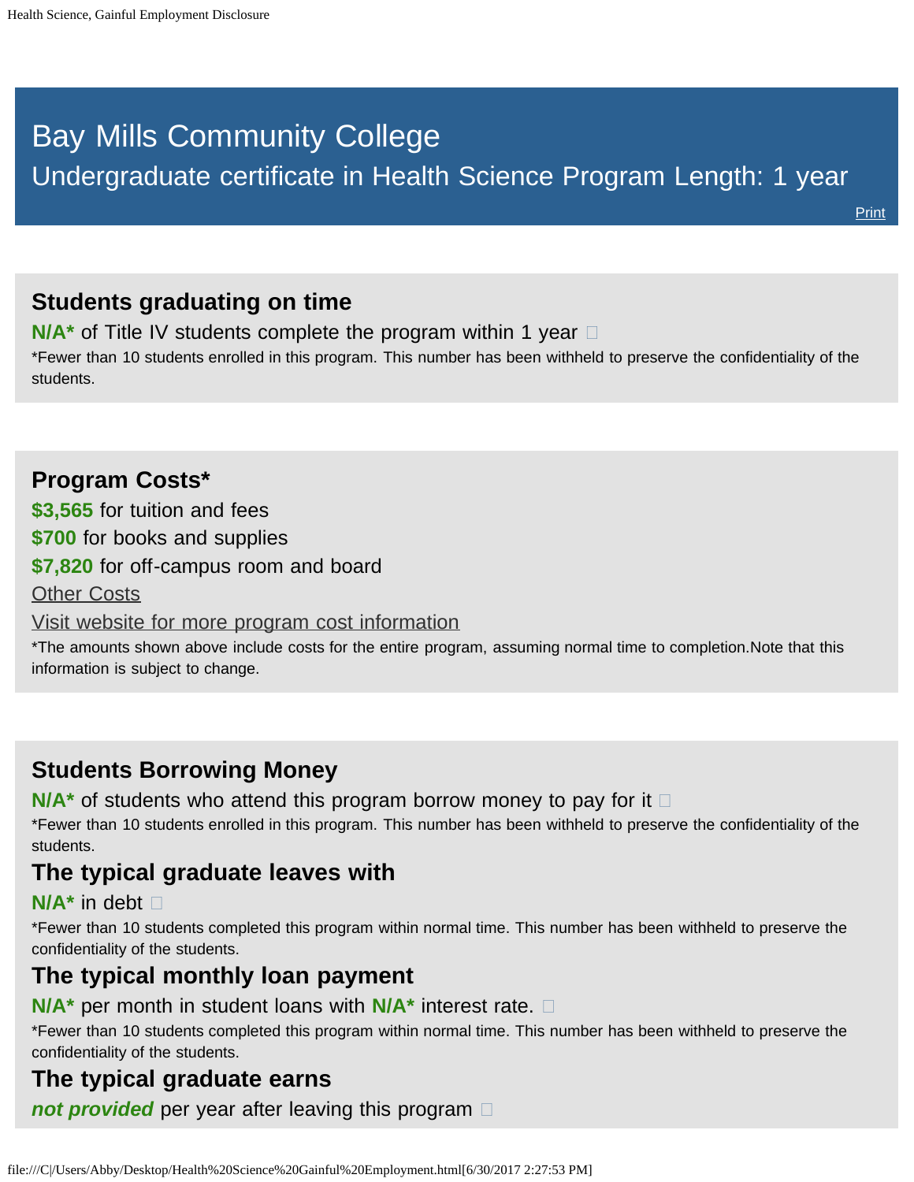# Bay Mills Community College

## Undergraduate certificate in Health Science Program Length: 1 year

Print

### Students graduating on time

**N/A*** of Title IV students complete the program within 1 year

*Fewer than 10 students enrolled in this program. This number has been withheld to preserve the confidentiality of the students.

### Program Costs*

**$3,565** for tuition and fees

**$700** for books and supplies

**$7,820** for off-campus room and board

Other Costs

Visit website for more program cost information

*The amounts shown above include costs for the entire program, assuming normal time to completion.Note that this information is subject to change.

### Students Borrowing Money

**N/A*** of students who attend this program borrow money to pay for it

*Fewer than 10 students enrolled in this program. This number has been withheld to preserve the confidentiality of the students.

### The typical graduate leaves with

**N/A*** in debt

*Fewer than 10 students completed this program within normal time. This number has been withheld to preserve the confidentiality of the students.

### The typical monthly loan payment

**N/A*** per month in student loans with **N/A*** interest rate.

*Fewer than 10 students completed this program within normal time. This number has been withheld to preserve the confidentiality of the students.

### The typical graduate earns

***not provided*** per year after leaving this program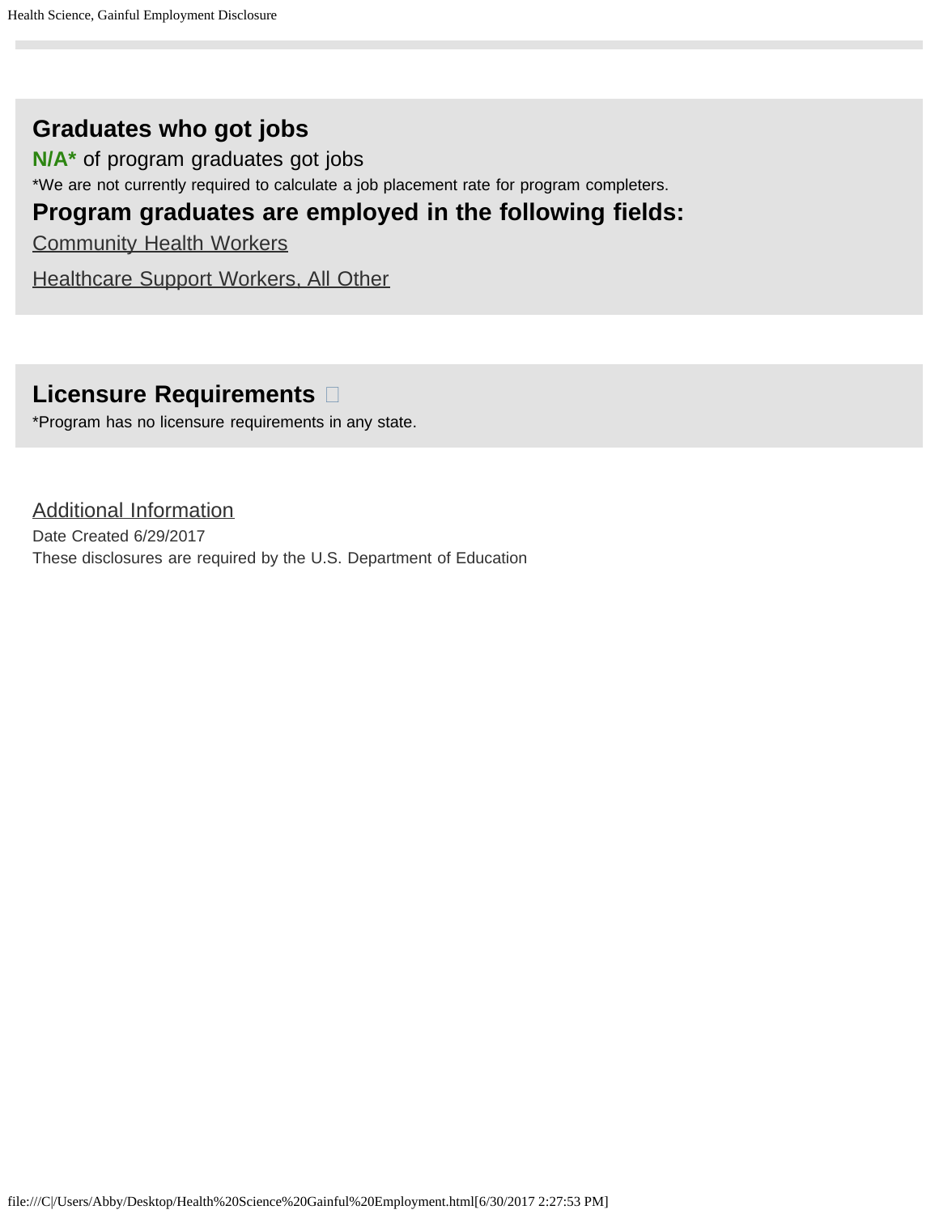## Graduates who got jobs

**N/A*** of program graduates got jobs

*We are not currently required to calculate a job placement rate for program completers.

## Program graduates are employed in the following fields:

Community Health Workers

Healthcare Support Workers, All Other

## Licensure Requirements

*Program has no licensure requirements in any state.

Additional Information

Date Created 6/29/2017

These disclosures are required by the U.S. Department of Education